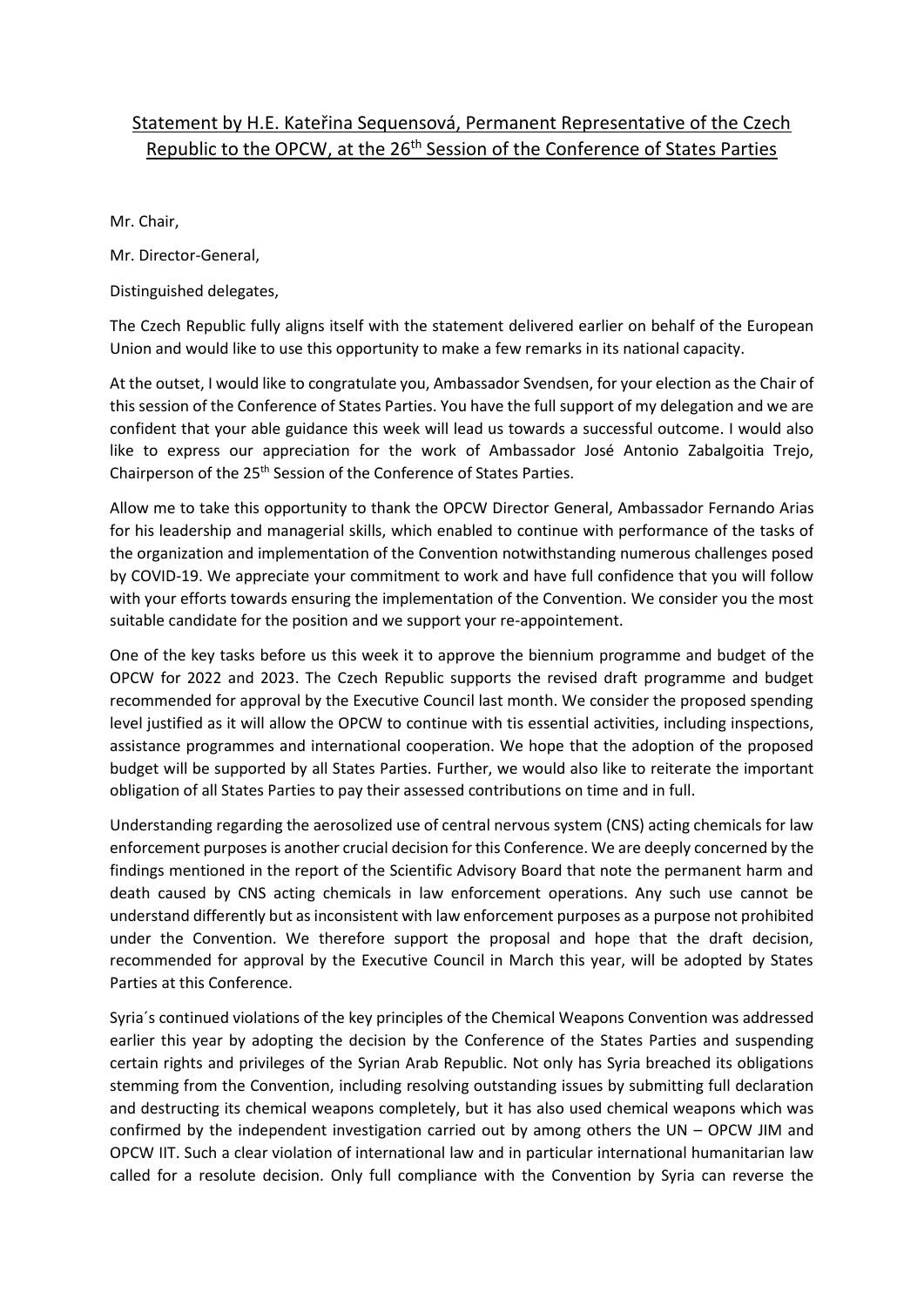# Statement by H.E. Kateřina Sequensová, Permanent Representative of the Czech Republic to the OPCW, at the 26th Session of the Conference of States Parties

Mr. Chair,

Mr. Director-General,

Distinguished delegates,

The Czech Republic fully aligns itself with the statement delivered earlier on behalf of the European Union and would like to use this opportunity to make a few remarks in its national capacity.

At the outset, I would like to congratulate you, Ambassador Svendsen, for your election as the Chair of this session of the Conference of States Parties. You have the full support of my delegation and we are confident that your able guidance this week will lead us towards a successful outcome. I would also like to express our appreciation for the work of Ambassador José Antonio Zabalgoitia Trejo, Chairperson of the 25th Session of the Conference of States Parties.

Allow me to take this opportunity to thank the OPCW Director General, Ambassador Fernando Arias for his leadership and managerial skills, which enabled to continue with performance of the tasks of the organization and implementation of the Convention notwithstanding numerous challenges posed by COVID-19. We appreciate your commitment to work and have full confidence that you will follow with your efforts towards ensuring the implementation of the Convention. We consider you the most suitable candidate for the position and we support your re-appointement.

One of the key tasks before us this week it to approve the biennium programme and budget of the OPCW for 2022 and 2023. The Czech Republic supports the revised draft programme and budget recommended for approval by the Executive Council last month. We consider the proposed spending level justified as it will allow the OPCW to continue with tis essential activities, including inspections, assistance programmes and international cooperation. We hope that the adoption of the proposed budget will be supported by all States Parties. Further, we would also like to reiterate the important obligation of all States Parties to pay their assessed contributions on time and in full.

Understanding regarding the aerosolized use of central nervous system (CNS) acting chemicals for law enforcement purposes is another crucial decision for this Conference. We are deeply concerned by the findings mentioned in the report of the Scientific Advisory Board that note the permanent harm and death caused by CNS acting chemicals in law enforcement operations. Any such use cannot be understand differently but as inconsistent with law enforcement purposes as a purpose not prohibited under the Convention. We therefore support the proposal and hope that the draft decision, recommended for approval by the Executive Council in March this year, will be adopted by States Parties at this Conference.

Syria´s continued violations of the key principles of the Chemical Weapons Convention was addressed earlier this year by adopting the decision by the Conference of the States Parties and suspending certain rights and privileges of the Syrian Arab Republic. Not only has Syria breached its obligations stemming from the Convention, including resolving outstanding issues by submitting full declaration and destructing its chemical weapons completely, but it has also used chemical weapons which was confirmed by the independent investigation carried out by among others the UN – OPCW JIM and OPCW IIT. Such a clear violation of international law and in particular international humanitarian law called for a resolute decision. Only full compliance with the Convention by Syria can reverse the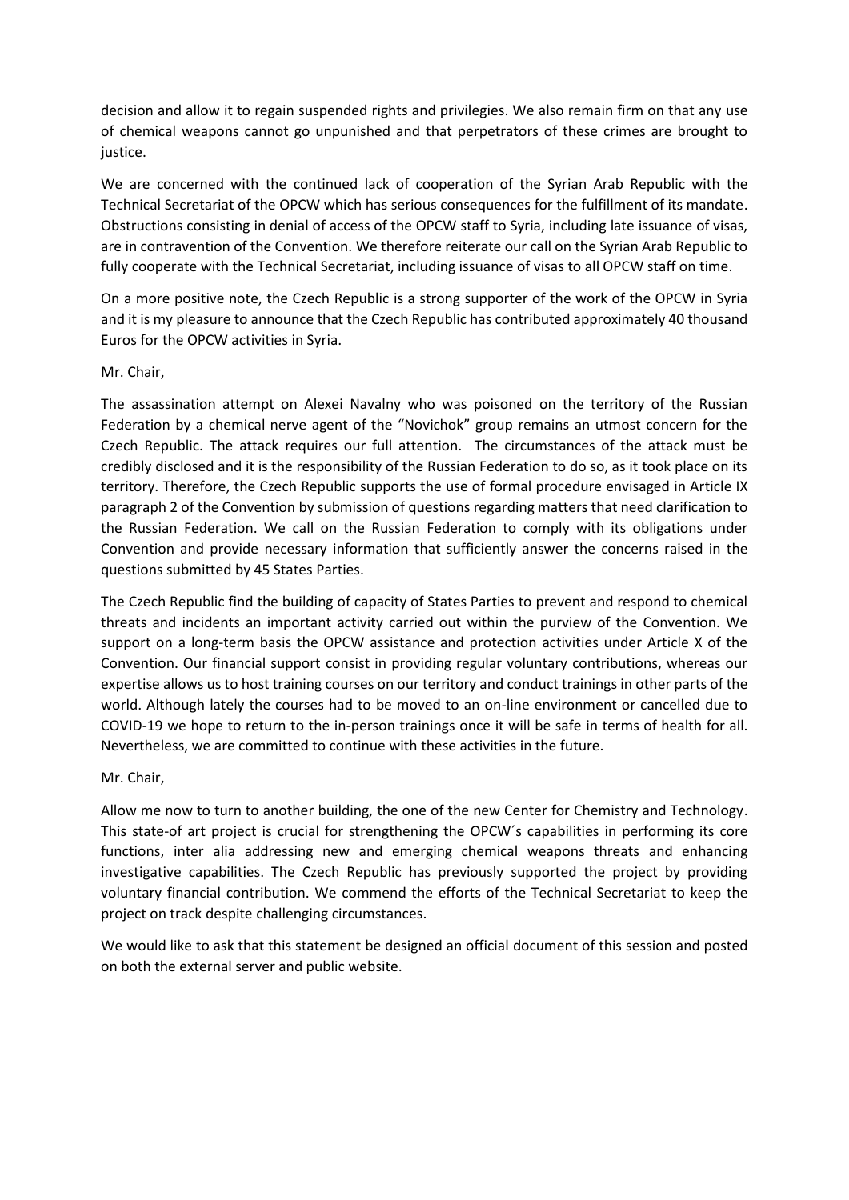decision and allow it to regain suspended rights and privilegies. We also remain firm on that any use of chemical weapons cannot go unpunished and that perpetrators of these crimes are brought to justice.

We are concerned with the continued lack of cooperation of the Syrian Arab Republic with the Technical Secretariat of the OPCW which has serious consequences for the fulfillment of its mandate. Obstructions consisting in denial of access of the OPCW staff to Syria, including late issuance of visas, are in contravention of the Convention. We therefore reiterate our call on the Syrian Arab Republic to fully cooperate with the Technical Secretariat, including issuance of visas to all OPCW staff on time.

On a more positive note, the Czech Republic is a strong supporter of the work of the OPCW in Syria and it is my pleasure to announce that the Czech Republic has contributed approximately 40 thousand Euros for the OPCW activities in Syria.

Mr. Chair,

The assassination attempt on Alexei Navalny who was poisoned on the territory of the Russian Federation by a chemical nerve agent of the "Novichok" group remains an utmost concern for the Czech Republic. The attack requires our full attention. The circumstances of the attack must be credibly disclosed and it is the responsibility of the Russian Federation to do so, as it took place on its territory. Therefore, the Czech Republic supports the use of formal procedure envisaged in Article IX paragraph 2 of the Convention by submission of questions regarding matters that need clarification to the Russian Federation. We call on the Russian Federation to comply with its obligations under Convention and provide necessary information that sufficiently answer the concerns raised in the questions submitted by 45 States Parties.

The Czech Republic find the building of capacity of States Parties to prevent and respond to chemical threats and incidents an important activity carried out within the purview of the Convention. We support on a long-term basis the OPCW assistance and protection activities under Article X of the Convention. Our financial support consist in providing regular voluntary contributions, whereas our expertise allows us to host training courses on our territory and conduct trainings in other parts of the world. Although lately the courses had to be moved to an on-line environment or cancelled due to COVID-19 we hope to return to the in-person trainings once it will be safe in terms of health for all. Nevertheless, we are committed to continue with these activities in the future.

Mr. Chair,

Allow me now to turn to another building, the one of the new Center for Chemistry and Technology. This state-of art project is crucial for strengthening the OPCW´s capabilities in performing its core functions, inter alia addressing new and emerging chemical weapons threats and enhancing investigative capabilities. The Czech Republic has previously supported the project by providing voluntary financial contribution. We commend the efforts of the Technical Secretariat to keep the project on track despite challenging circumstances.

We would like to ask that this statement be designed an official document of this session and posted on both the external server and public website.